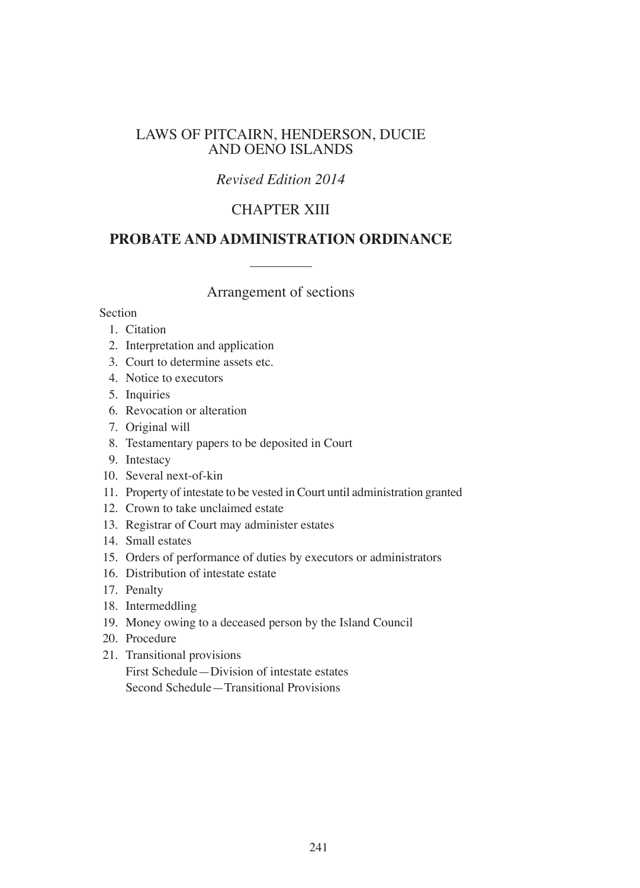# LAWS OF PITCAIRN, HENDERSON, DUCIE AND OENO ISLANDS

*Revised Edition 2014*

## CHAPTER XIII

## PROBATE AND ADMINISTRATION ORDINANCE

### Arrangement of sections

Section

1. Citation
2. Interpretation and application
3. Court to determine assets etc.
4. Notice to executors
5. Inquiries
6. Revocation or alteration
7. Original will
8. Testamentary papers to be deposited in Court
9. Intestacy
10. Several next-of-kin
11. Property of intestate to be vested in Court until administration granted
12. Crown to take unclaimed estate
13. Registrar of Court may administer estates
14. Small estates
15. Orders of performance of duties by executors or administrators
16. Distribution of intestate estate
17. Penalty
18. Intermeddling
19. Money owing to a deceased person by the Island Council
20. Procedure
21. Transitional provisions

    First Schedule—Division of intestate estates

    Second Schedule—Transitional Provisions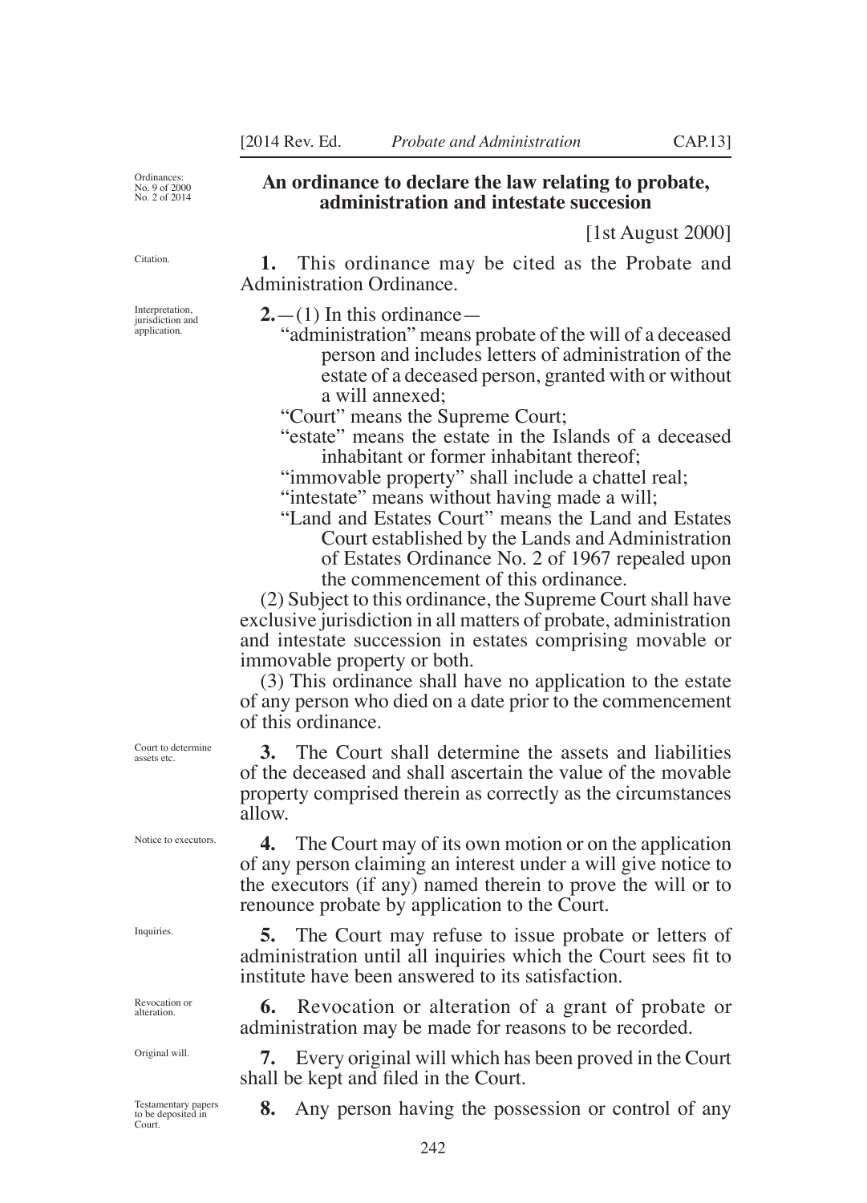Ordinances: No. 9 of 2000 No. 2 of 2014

## An ordinance to declare the law relating to probate, administration and intestate succesion

[1st August 2000]

Citation.

**1.** This ordinance may be cited as the Probate and Administration Ordinance.

Interpretation, jurisdiction and application.

**2.**—(1) In this ordinance—

"administration" means probate of the will of a deceased person and includes letters of administration of the estate of a deceased person, granted with or without a will annexed;

"Court" means the Supreme Court;

"estate" means the estate in the Islands of a deceased inhabitant or former inhabitant thereof;

"immovable property" shall include a chattel real;

"intestate" means without having made a will;

"Land and Estates Court" means the Land and Estates Court established by the Lands and Administration of Estates Ordinance No. 2 of 1967 repealed upon the commencement of this ordinance.

(2) Subject to this ordinance, the Supreme Court shall have exclusive jurisdiction in all matters of probate, administration and intestate succession in estates comprising movable or immovable property or both.

(3) This ordinance shall have no application to the estate of any person who died on a date prior to the commencement of this ordinance.

Court to determine assets etc.

**3.** The Court shall determine the assets and liabilities of the deceased and shall ascertain the value of the movable property comprised therein as correctly as the circumstances allow.

Notice to executors.

**4.** The Court may of its own motion or on the application of any person claiming an interest under a will give notice to the executors (if any) named therein to prove the will or to renounce probate by application to the Court.

Inquiries.

**5.** The Court may refuse to issue probate or letters of administration until all inquiries which the Court sees fit to institute have been answered to its satisfaction.

Revocation or alteration.

**6.** Revocation or alteration of a grant of probate or administration may be made for reasons to be recorded.

Original will.

**7.** Every original will which has been proved in the Court shall be kept and filed in the Court.

Testamentary papers to be deposited in Court.

**8.** Any person having the possession or control of any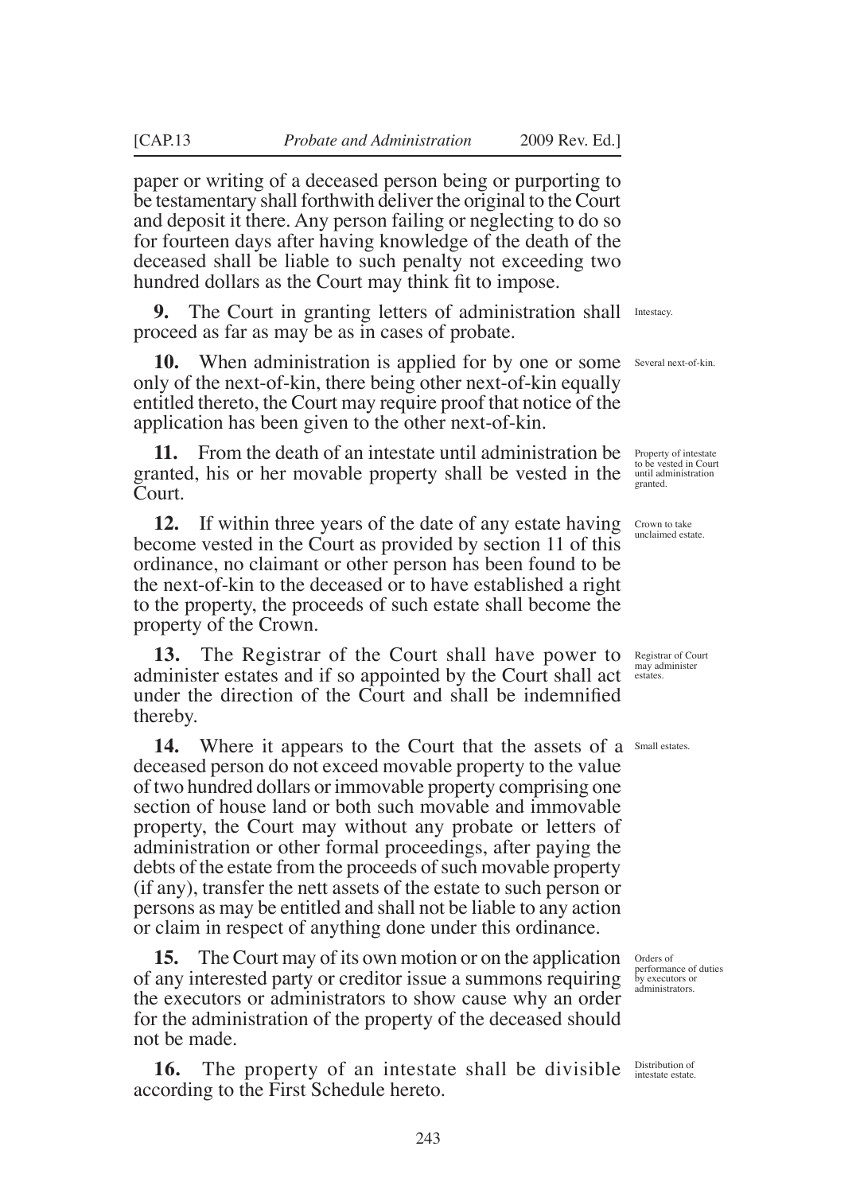paper or writing of a deceased person being or purporting to be testamentary shall forthwith deliver the original to the Court and deposit it there. Any person failing or neglecting to do so for fourteen days after having knowledge of the death of the deceased shall be liable to such penalty not exceeding two hundred dollars as the Court may think fit to impose.

*Intestacy.*

**9.** The Court in granting letters of administration shall proceed as far as may be as in cases of probate.

*Several next-of-kin.*

**10.** When administration is applied for by one or some only of the next-of-kin, there being other next-of-kin equally entitled thereto, the Court may require proof that notice of the application has been given to the other next-of-kin.

*Property of intestate to be vested in Court until administration granted.*

**11.** From the death of an intestate until administration be granted, his or her movable property shall be vested in the Court.

*Crown to take unclaimed estate.*

**12.** If within three years of the date of any estate having become vested in the Court as provided by section 11 of this ordinance, no claimant or other person has been found to be the next-of-kin to the deceased or to have established a right to the property, the proceeds of such estate shall become the property of the Crown.

*Registrar of Court may administer estates.*

**13.** The Registrar of the Court shall have power to administer estates and if so appointed by the Court shall act under the direction of the Court and shall be indemnified thereby.

*Small estates.*

**14.** Where it appears to the Court that the assets of a deceased person do not exceed movable property to the value of two hundred dollars or immovable property comprising one section of house land or both such movable and immovable property, the Court may without any probate or letters of administration or other formal proceedings, after paying the debts of the estate from the proceeds of such movable property (if any), transfer the nett assets of the estate to such person or persons as may be entitled and shall not be liable to any action or claim in respect of anything done under this ordinance.

*Orders of performance of duties by executors or administrators.*

**15.** The Court may of its own motion or on the application of any interested party or creditor issue a summons requiring the executors or administrators to show cause why an order for the administration of the property of the deceased should not be made.

*Distribution of intestate estate.*

**16.** The property of an intestate shall be divisible according to the First Schedule hereto.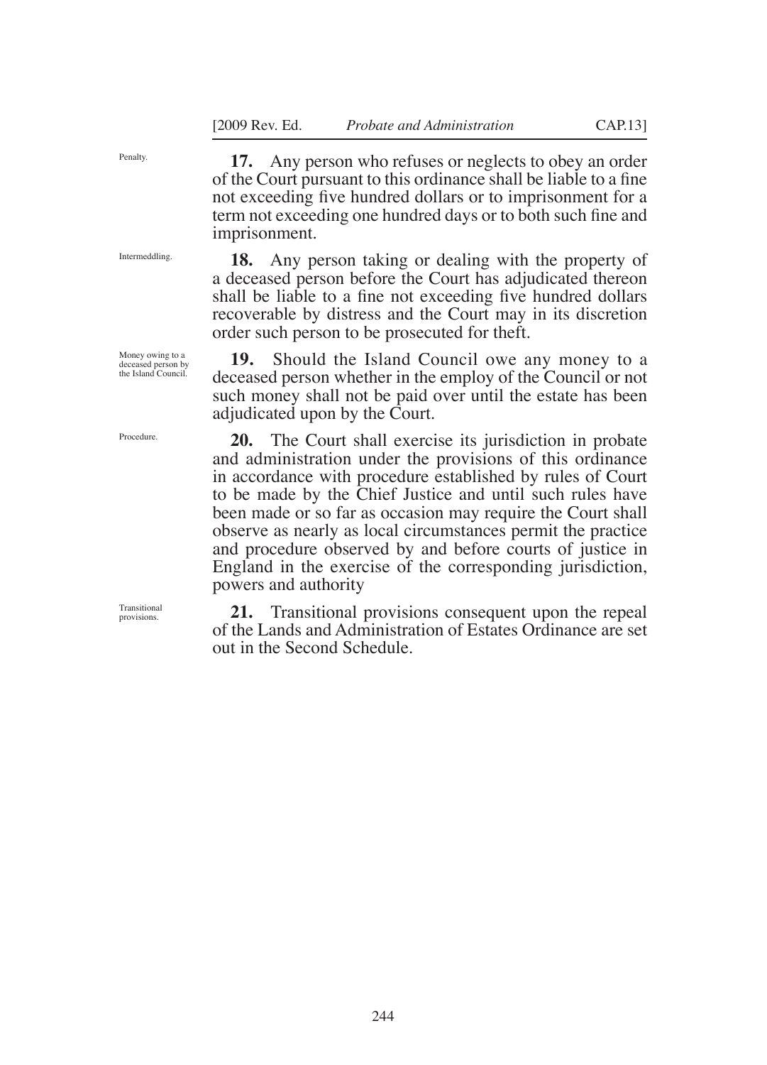Penalty.

**17.** Any person who refuses or neglects to obey an order of the Court pursuant to this ordinance shall be liable to a fine not exceeding five hundred dollars or to imprisonment for a term not exceeding one hundred days or to both such fine and imprisonment.

Intermeddling.

**18.** Any person taking or dealing with the property of a deceased person before the Court has adjudicated thereon shall be liable to a fine not exceeding five hundred dollars recoverable by distress and the Court may in its discretion order such person to be prosecuted for theft.

Money owing to a deceased person by the Island Council.

**19.** Should the Island Council owe any money to a deceased person whether in the employ of the Council or not such money shall not be paid over until the estate has been adjudicated upon by the Court.

Procedure.

**20.** The Court shall exercise its jurisdiction in probate and administration under the provisions of this ordinance in accordance with procedure established by rules of Court to be made by the Chief Justice and until such rules have been made or so far as occasion may require the Court shall observe as nearly as local circumstances permit the practice and procedure observed by and before courts of justice in England in the exercise of the corresponding jurisdiction, powers and authority

Transitional provisions.

**21.** Transitional provisions consequent upon the repeal of the Lands and Administration of Estates Ordinance are set out in the Second Schedule.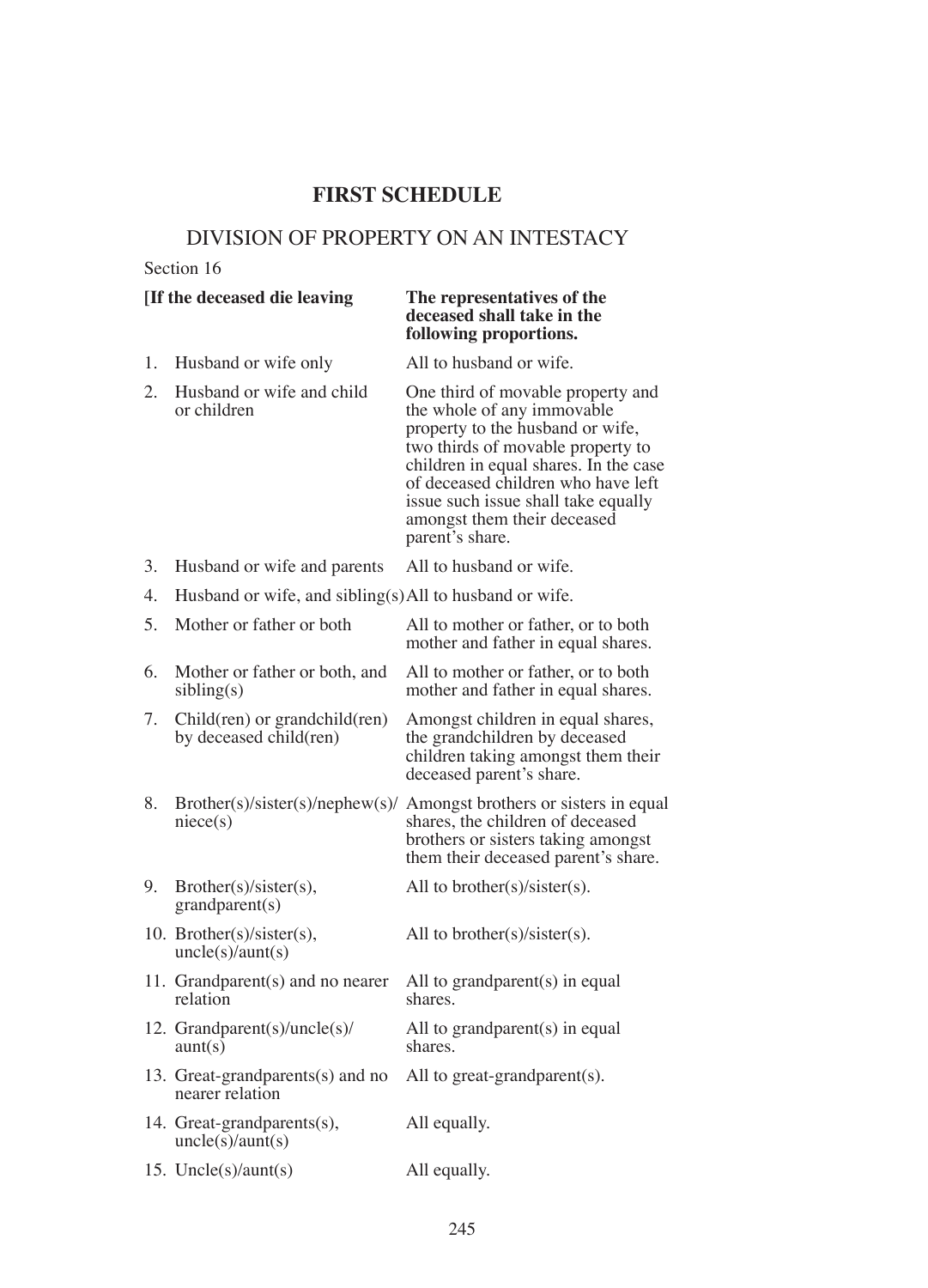# FIRST SCHEDULE

## DIVISION OF PROPERTY ON AN INTESTACY

Section 16

| | [If the deceased die leaving | The representatives of the deceased shall take in the following proportions. |
|---|---|---|
| 1. | Husband or wife only | All to husband or wife. |
| 2. | Husband or wife and child or children | One third of movable property and the whole of any immovable property to the husband or wife, two thirds of movable property to children in equal shares. In the case of deceased children who have left issue such issue shall take equally amongst them their deceased parent's share. |
| 3. | Husband or wife and parents | All to husband or wife. |
| 4. | Husband or wife, and sibling(s) | All to husband or wife. |
| 5. | Mother or father or both | All to mother or father, or to both mother and father in equal shares. |
| 6. | Mother or father or both, and sibling(s) | All to mother or father, or to both mother and father in equal shares. |
| 7. | Child(ren) or grandchild(ren) by deceased child(ren) | Amongst children in equal shares, the grandchildren by deceased children taking amongst them their deceased parent's share. |
| 8. | Brother(s)/sister(s)/nephew(s)/niece(s) | Amongst brothers or sisters in equal shares, the children of deceased brothers or sisters taking amongst them their deceased parent's share. |
| 9. | Brother(s)/sister(s), grandparent(s) | All to brother(s)/sister(s). |
| 10. | Brother(s)/sister(s), uncle(s)/aunt(s) | All to brother(s)/sister(s). |
| 11. | Grandparent(s) and no nearer relation | All to grandparent(s) in equal shares. |
| 12. | Grandparent(s)/uncle(s)/aunt(s) | All to grandparent(s) in equal shares. |
| 13. | Great-grandparents(s) and no nearer relation | All to great-grandparent(s). |
| 14. | Great-grandparents(s), uncle(s)/aunt(s) | All equally. |
| 15. | Uncle(s)/aunt(s) | All equally. |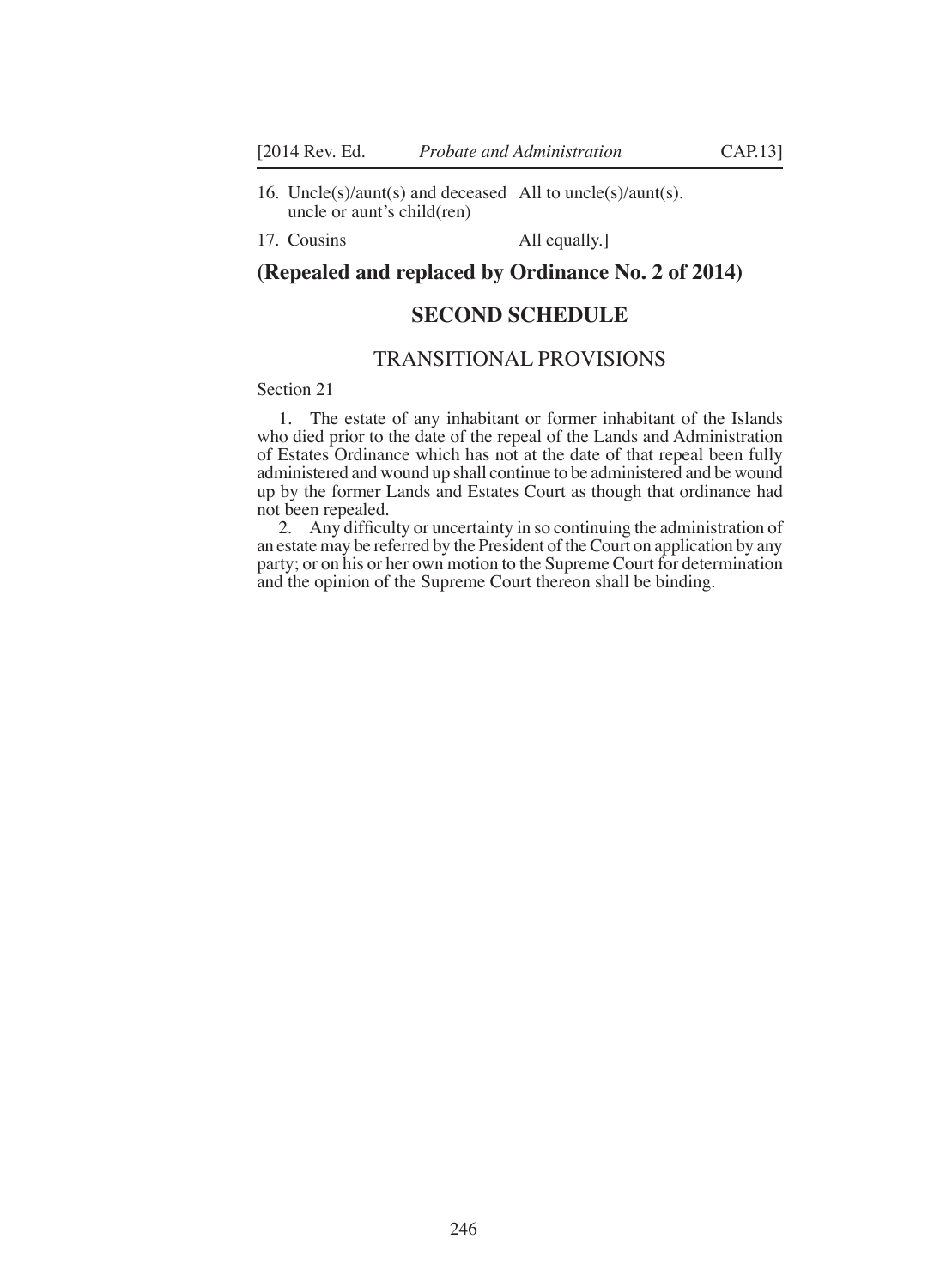| | |
|---|---|
| 16. Uncle(s)/aunt(s) and deceased uncle or aunt's child(ren) | All to uncle(s)/aunt(s). |
| 17. Cousins | All equally.] |

**(Repealed and replaced by Ordinance No. 2 of 2014)**

## SECOND SCHEDULE

### TRANSITIONAL PROVISIONS

Section 21

1. The estate of any inhabitant or former inhabitant of the Islands who died prior to the date of the repeal of the Lands and Administration of Estates Ordinance which has not at the date of that repeal been fully administered and wound up shall continue to be administered and be wound up by the former Lands and Estates Court as though that ordinance had not been repealed.

2. Any difficulty or uncertainty in so continuing the administration of an estate may be referred by the President of the Court on application by any party; or on his or her own motion to the Supreme Court for determination and the opinion of the Supreme Court thereon shall be binding.